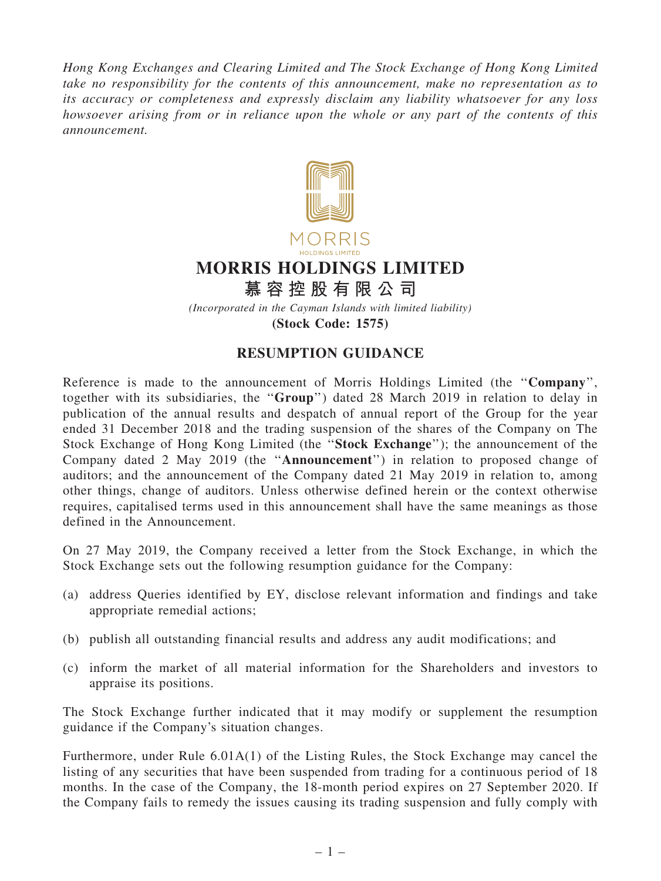*Hong Kong Exchanges and Clearing Limited and The Stock Exchange of Hong Kong Limited take no responsibility for the contents of this announcement, make no representation as to its accuracy or completeness and expressly disclaim any liability whatsoever for any loss howsoever arising from or in reliance upon the whole or any part of the contents of this announcement.*

MORRIS
HOLDINGS LIMITED

# MORRIS HOLDINGS LIMITED
# 慕容控股有限公司

*(Incorporated in the Cayman Islands with limited liability)*

**(Stock Code: 1575)**

## RESUMPTION GUIDANCE

Reference is made to the announcement of Morris Holdings Limited (the "**Company**", together with its subsidiaries, the "**Group**") dated 28 March 2019 in relation to delay in publication of the annual results and despatch of annual report of the Group for the year ended 31 December 2018 and the trading suspension of the shares of the Company on The Stock Exchange of Hong Kong Limited (the "**Stock Exchange**"); the announcement of the Company dated 2 May 2019 (the "**Announcement**") in relation to proposed change of auditors; and the announcement of the Company dated 21 May 2019 in relation to, among other things, change of auditors. Unless otherwise defined herein or the context otherwise requires, capitalised terms used in this announcement shall have the same meanings as those defined in the Announcement.

On 27 May 2019, the Company received a letter from the Stock Exchange, in which the Stock Exchange sets out the following resumption guidance for the Company:

(a) address Queries identified by EY, disclose relevant information and findings and take appropriate remedial actions;

(b) publish all outstanding financial results and address any audit modifications; and

(c) inform the market of all material information for the Shareholders and investors to appraise its positions.

The Stock Exchange further indicated that it may modify or supplement the resumption guidance if the Company's situation changes.

Furthermore, under Rule 6.01A(1) of the Listing Rules, the Stock Exchange may cancel the listing of any securities that have been suspended from trading for a continuous period of 18 months. In the case of the Company, the 18-month period expires on 27 September 2020. If the Company fails to remedy the issues causing its trading suspension and fully comply with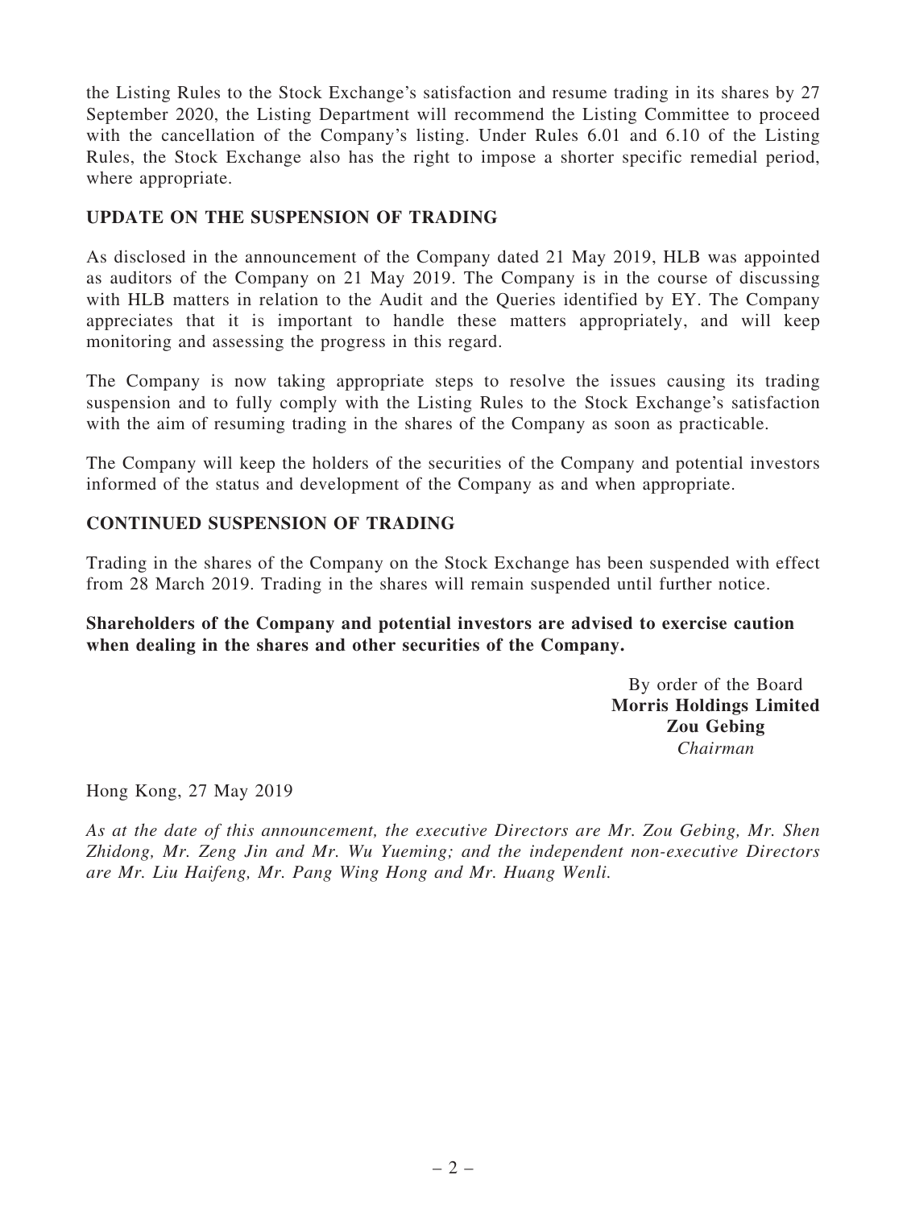the Listing Rules to the Stock Exchange's satisfaction and resume trading in its shares by 27 September 2020, the Listing Department will recommend the Listing Committee to proceed with the cancellation of the Company's listing. Under Rules 6.01 and 6.10 of the Listing Rules, the Stock Exchange also has the right to impose a shorter specific remedial period, where appropriate.

## UPDATE ON THE SUSPENSION OF TRADING

As disclosed in the announcement of the Company dated 21 May 2019, HLB was appointed as auditors of the Company on 21 May 2019. The Company is in the course of discussing with HLB matters in relation to the Audit and the Queries identified by EY. The Company appreciates that it is important to handle these matters appropriately, and will keep monitoring and assessing the progress in this regard.

The Company is now taking appropriate steps to resolve the issues causing its trading suspension and to fully comply with the Listing Rules to the Stock Exchange's satisfaction with the aim of resuming trading in the shares of the Company as soon as practicable.

The Company will keep the holders of the securities of the Company and potential investors informed of the status and development of the Company as and when appropriate.

## CONTINUED SUSPENSION OF TRADING

Trading in the shares of the Company on the Stock Exchange has been suspended with effect from 28 March 2019. Trading in the shares will remain suspended until further notice.

**Shareholders of the Company and potential investors are advised to exercise caution when dealing in the shares and other securities of the Company.**

By order of the Board
**Morris Holdings Limited**
**Zou Gebing**
*Chairman*

Hong Kong, 27 May 2019

*As at the date of this announcement, the executive Directors are Mr. Zou Gebing, Mr. Shen Zhidong, Mr. Zeng Jin and Mr. Wu Yueming; and the independent non-executive Directors are Mr. Liu Haifeng, Mr. Pang Wing Hong and Mr. Huang Wenli.*